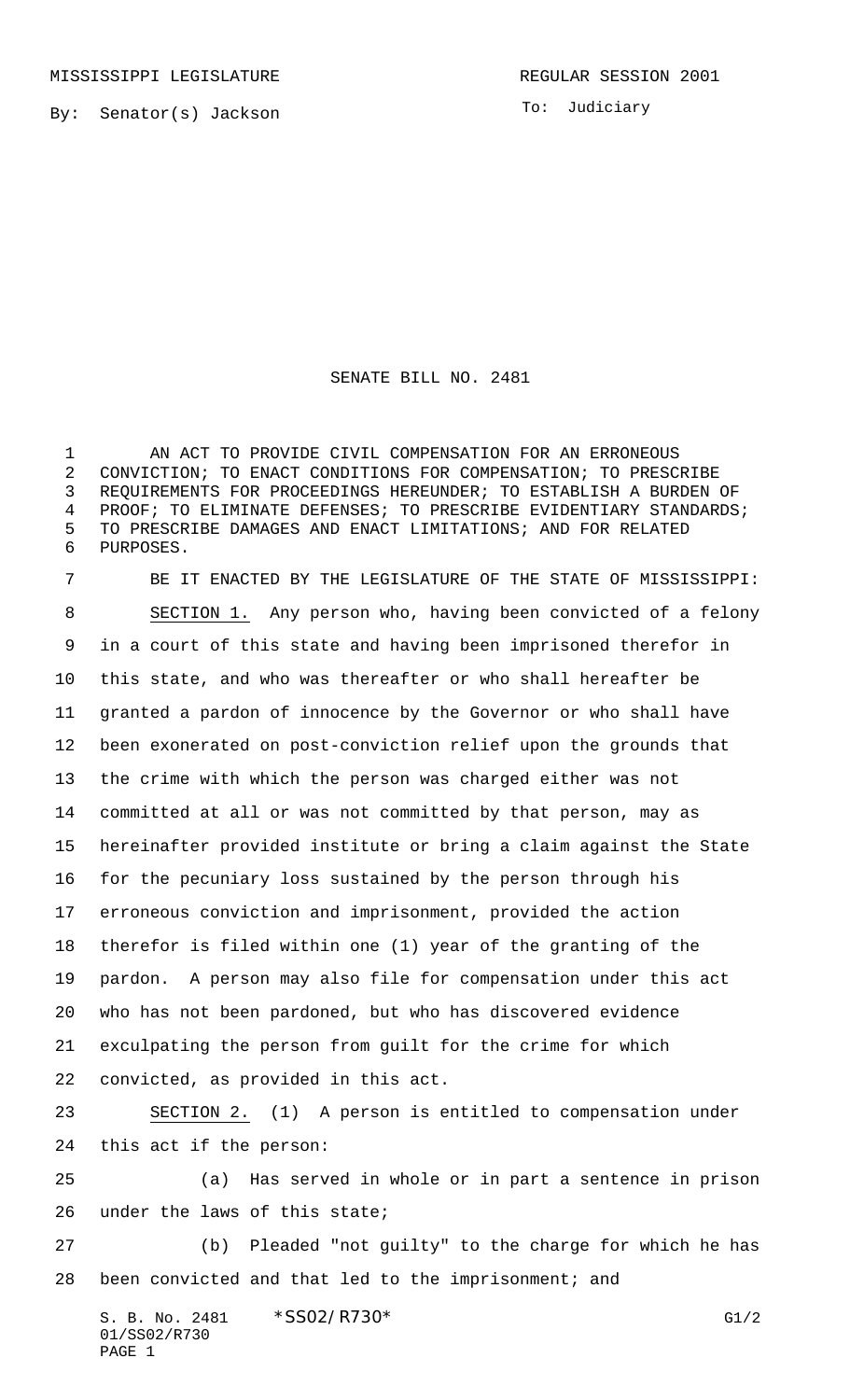MISSISSIPPI LEGISLATURE REGULAR SESSION 2001

By: Senator(s) Jackson

To: Judiciary

# SENATE BILL NO. 2481

AN ACT TO PROVIDE CIVIL COMPENSATION FOR AN ERRONEOUS CONVICTION; TO ENACT CONDITIONS FOR COMPENSATION; TO PRESCRIBE REQUIREMENTS FOR PROCEEDINGS HEREUNDER; TO ESTABLISH A BURDEN OF PROOF; TO ELIMINATE DEFENSES; TO PRESCRIBE EVIDENTIARY STANDARDS; TO PRESCRIBE DAMAGES AND ENACT LIMITATIONS; AND FOR RELATED PURPOSES.

BE IT ENACTED BY THE LEGISLATURE OF THE STATE OF MISSISSIPPI:

SECTION 1. Any person who, having been convicted of a felony in a court of this state and having been imprisoned therefor in this state, and who was thereafter or who shall hereafter be granted a pardon of innocence by the Governor or who shall have been exonerated on post-conviction relief upon the grounds that the crime with which the person was charged either was not committed at all or was not committed by that person, may as hereinafter provided institute or bring a claim against the State for the pecuniary loss sustained by the person through his erroneous conviction and imprisonment, provided the action therefor is filed within one (1) year of the granting of the pardon. A person may also file for compensation under this act who has not been pardoned, but who has discovered evidence exculpating the person from guilt for the crime for which convicted, as provided in this act.

SECTION 2. (1) A person is entitled to compensation under this act if the person:

(a) Has served in whole or in part a sentence in prison under the laws of this state;

(b) Pleaded "not guilty" to the charge for which he has been convicted and that led to the imprisonment; and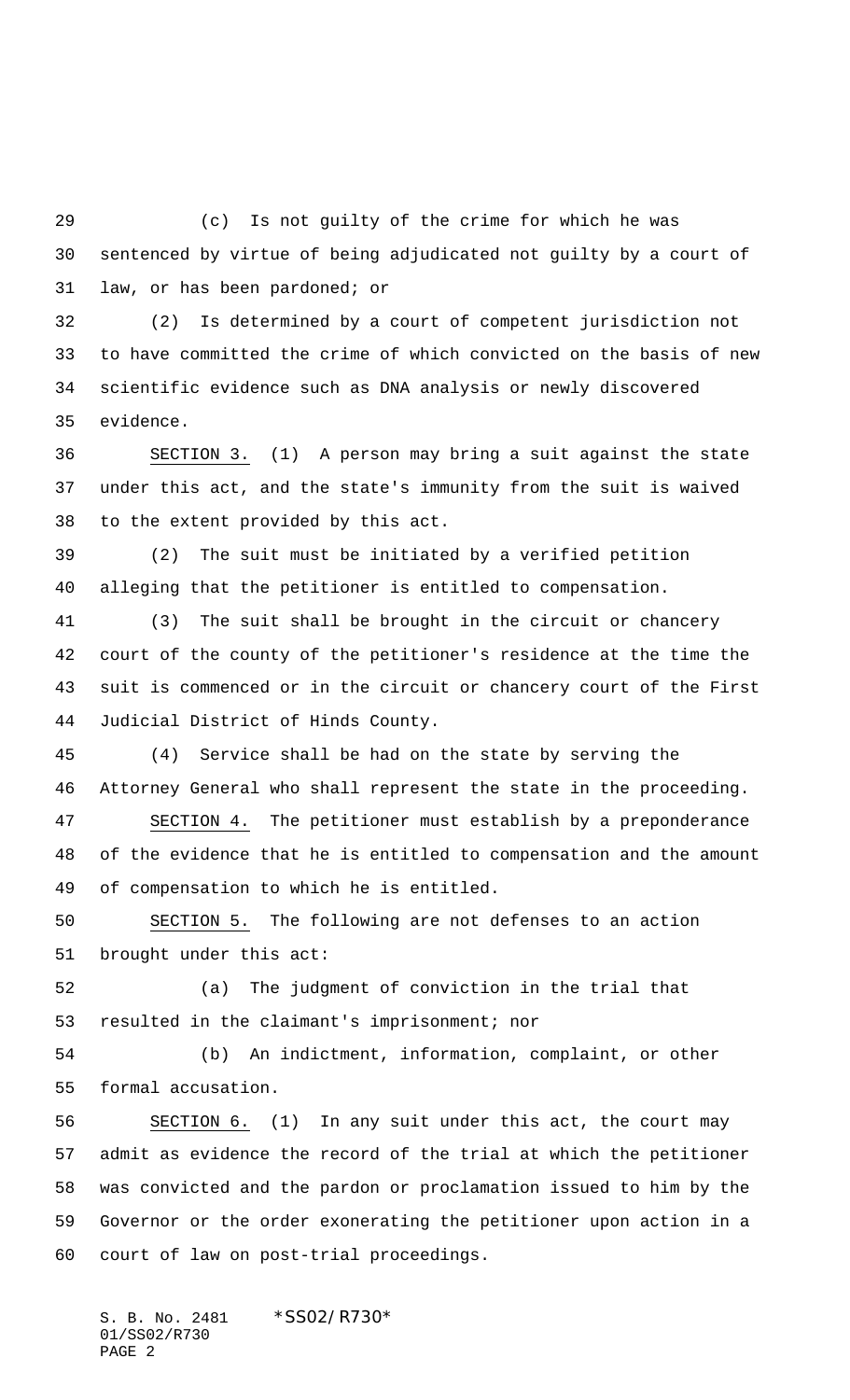(c) Is not guilty of the crime for which he was sentenced by virtue of being adjudicated not guilty by a court of law, or has been pardoned; or

(2) Is determined by a court of competent jurisdiction not to have committed the crime of which convicted on the basis of new scientific evidence such as DNA analysis or newly discovered evidence.

SECTION 3. (1) A person may bring a suit against the state under this act, and the state's immunity from the suit is waived to the extent provided by this act.

(2) The suit must be initiated by a verified petition alleging that the petitioner is entitled to compensation.

(3) The suit shall be brought in the circuit or chancery court of the county of the petitioner's residence at the time the suit is commenced or in the circuit or chancery court of the First Judicial District of Hinds County.

(4) Service shall be had on the state by serving the Attorney General who shall represent the state in the proceeding.

SECTION 4. The petitioner must establish by a preponderance of the evidence that he is entitled to compensation and the amount of compensation to which he is entitled.

SECTION 5. The following are not defenses to an action brought under this act:

(a) The judgment of conviction in the trial that resulted in the claimant's imprisonment; nor

(b) An indictment, information, complaint, or other formal accusation.

SECTION 6. (1) In any suit under this act, the court may admit as evidence the record of the trial at which the petitioner was convicted and the pardon or proclamation issued to him by the Governor or the order exonerating the petitioner upon action in a court of law on post-trial proceedings.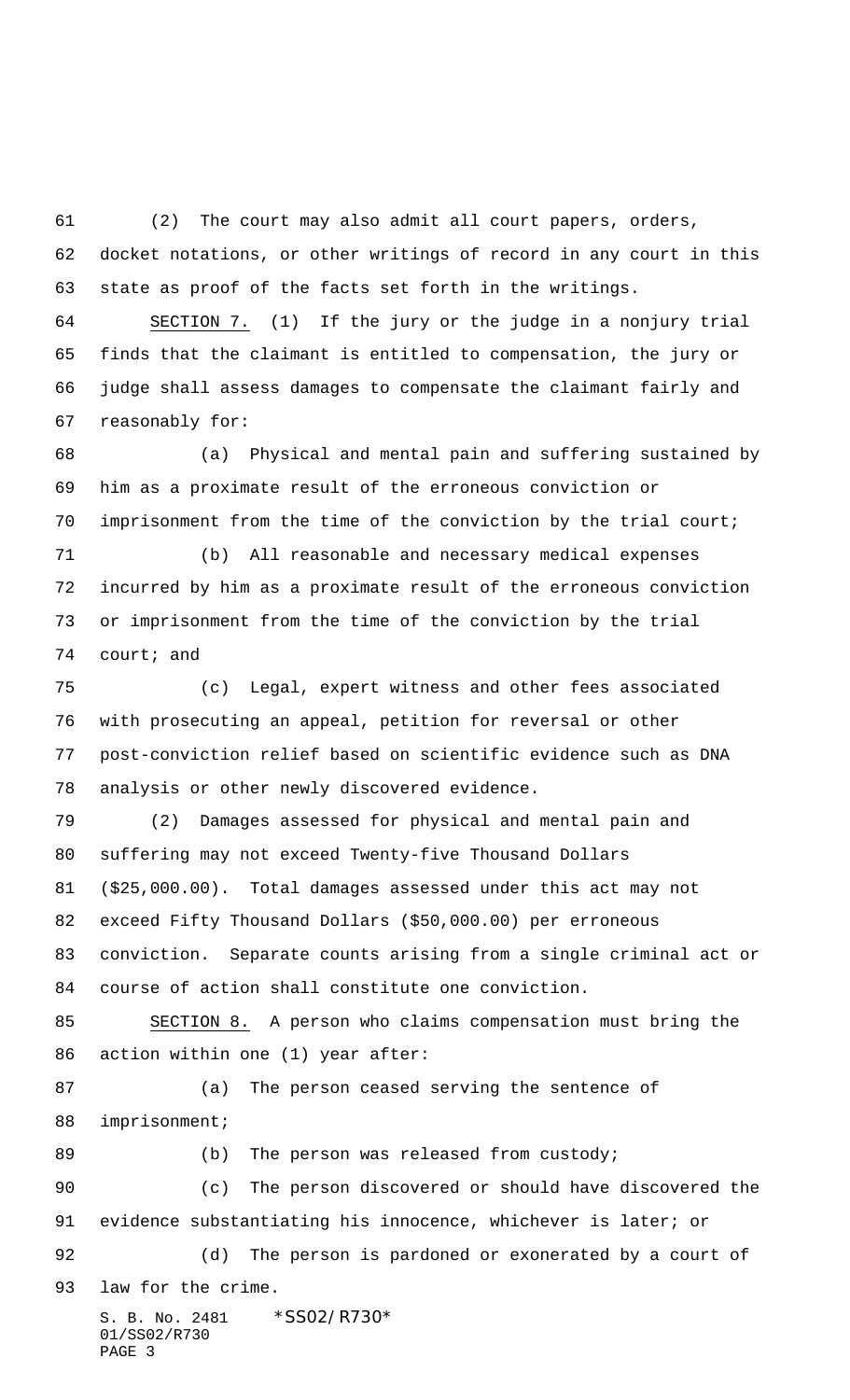(2) The court may also admit all court papers, orders, docket notations, or other writings of record in any court in this state as proof of the facts set forth in the writings.

SECTION 7. (1) If the jury or the judge in a nonjury trial finds that the claimant is entitled to compensation, the jury or judge shall assess damages to compensate the claimant fairly and reasonably for:

(a) Physical and mental pain and suffering sustained by him as a proximate result of the erroneous conviction or imprisonment from the time of the conviction by the trial court;

(b) All reasonable and necessary medical expenses incurred by him as a proximate result of the erroneous conviction or imprisonment from the time of the conviction by the trial court; and

(c) Legal, expert witness and other fees associated with prosecuting an appeal, petition for reversal or other post-conviction relief based on scientific evidence such as DNA analysis or other newly discovered evidence.

(2) Damages assessed for physical and mental pain and suffering may not exceed Twenty-five Thousand Dollars ($25,000.00). Total damages assessed under this act may not exceed Fifty Thousand Dollars ($50,000.00) per erroneous conviction. Separate counts arising from a single criminal act or course of action shall constitute one conviction.

SECTION 8. A person who claims compensation must bring the action within one (1) year after:

(a) The person ceased serving the sentence of imprisonment;

(b) The person was released from custody;

(c) The person discovered or should have discovered the evidence substantiating his innocence, whichever is later; or

(d) The person is pardoned or exonerated by a court of law for the crime.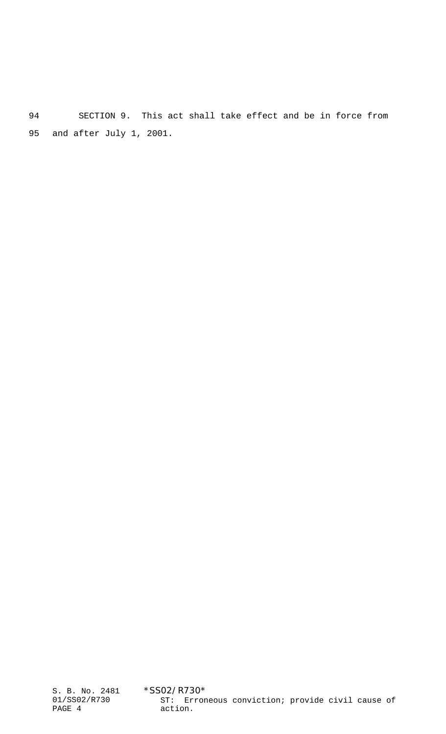94 SECTION 9. This act shall take effect and be in force from
95 and after July 1, 2001.